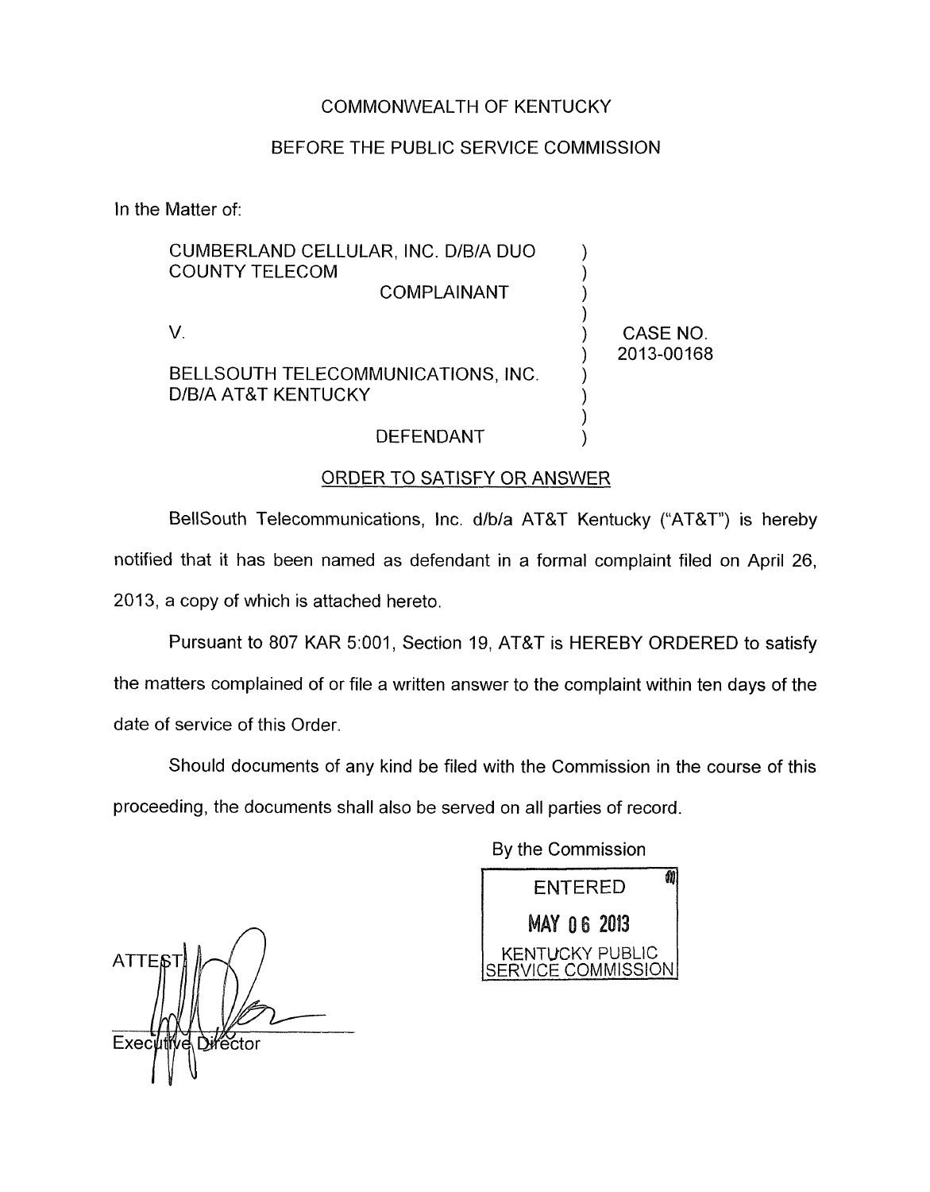COMMONWEALTH OF KENTUCKY

BEFORE THE PUBLIC SERVICE COMMISSION

In the Matter of:

| | | |
|---|---|---|
| CUMBERLAND CELLULAR, INC. D/B/A DUO COUNTY TELECOM | ) | |
| COMPLAINANT | ) | |
| V. | ) | CASE NO. 2013-00168 |
| BELLSOUTH TELECOMMUNICATIONS, INC. D/B/A AT&T KENTUCKY | ) | |
| DEFENDANT | ) | |

## ORDER TO SATISFY OR ANSWER

BellSouth Telecommunications, Inc. d/b/a AT&T Kentucky ("AT&T") is hereby notified that it has been named as defendant in a formal complaint filed on April 26, 2013, a copy of which is attached hereto.

Pursuant to 807 KAR 5:001, Section 19, AT&T is HEREBY ORDERED to satisfy the matters complained of or file a written answer to the complaint within ten days of the date of service of this Order.

Should documents of any kind be filed with the Commission in the course of this proceeding, the documents shall also be served on all parties of record.

By the Commission

ENTERED
MAY 06 2013
KENTUCKY PUBLIC SERVICE COMMISSION

ATTEST:

Executive Director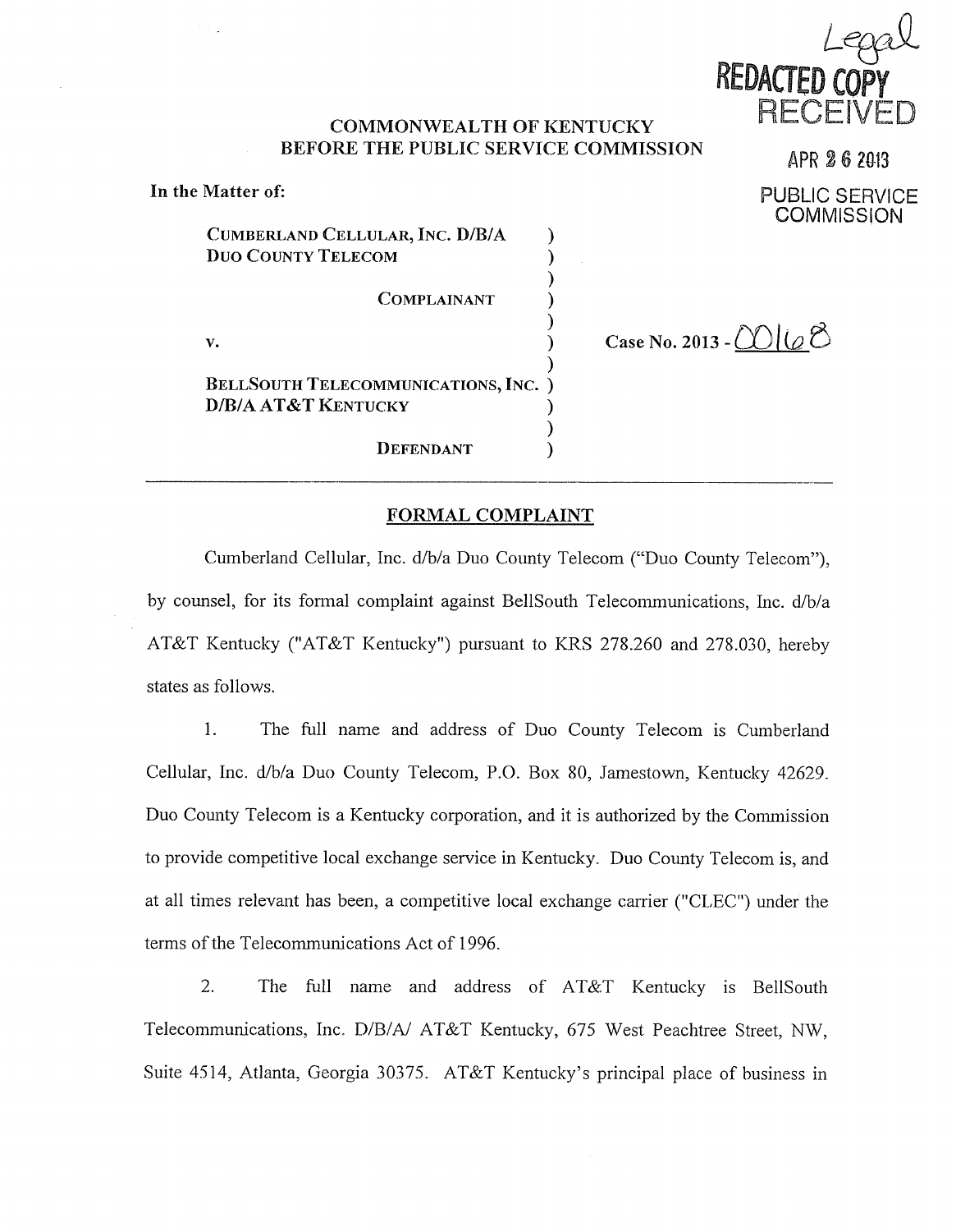Legal

**REDACTED COPY**

RECEIVED

APR 26 2013

PUBLIC SERVICE COMMISSION

COMMONWEALTH OF KENTUCKY
BEFORE THE PUBLIC SERVICE COMMISSION

**In the Matter of:**

| | | |
|---|---|---|
| CUMBERLAND CELLULAR, INC. D/B/A DUO COUNTY TELECOM | ) | |
| | ) | |
| COMPLAINANT | ) | |
| | ) | |
| v. | ) | Case No. 2013 - 00168 |
| | ) | |
| BELLSOUTH TELECOMMUNICATIONS, INC. D/B/A AT&T KENTUCKY | ) | |
| | ) | |
| DEFENDANT | ) | |

## FORMAL COMPLAINT

Cumberland Cellular, Inc. d/b/a Duo County Telecom ("Duo County Telecom"), by counsel, for its formal complaint against BellSouth Telecommunications, Inc. d/b/a AT&T Kentucky ("AT&T Kentucky") pursuant to KRS 278.260 and 278.030, hereby states as follows.

1. The full name and address of Duo County Telecom is Cumberland Cellular, Inc. d/b/a Duo County Telecom, P.O. Box 80, Jamestown, Kentucky 42629. Duo County Telecom is a Kentucky corporation, and it is authorized by the Commission to provide competitive local exchange service in Kentucky. Duo County Telecom is, and at all times relevant has been, a competitive local exchange carrier ("CLEC") under the terms of the Telecommunications Act of 1996.

2. The full name and address of AT&T Kentucky is BellSouth Telecommunications, Inc. D/B/A/ AT&T Kentucky, 675 West Peachtree Street, NW, Suite 4514, Atlanta, Georgia 30375. AT&T Kentucky's principal place of business in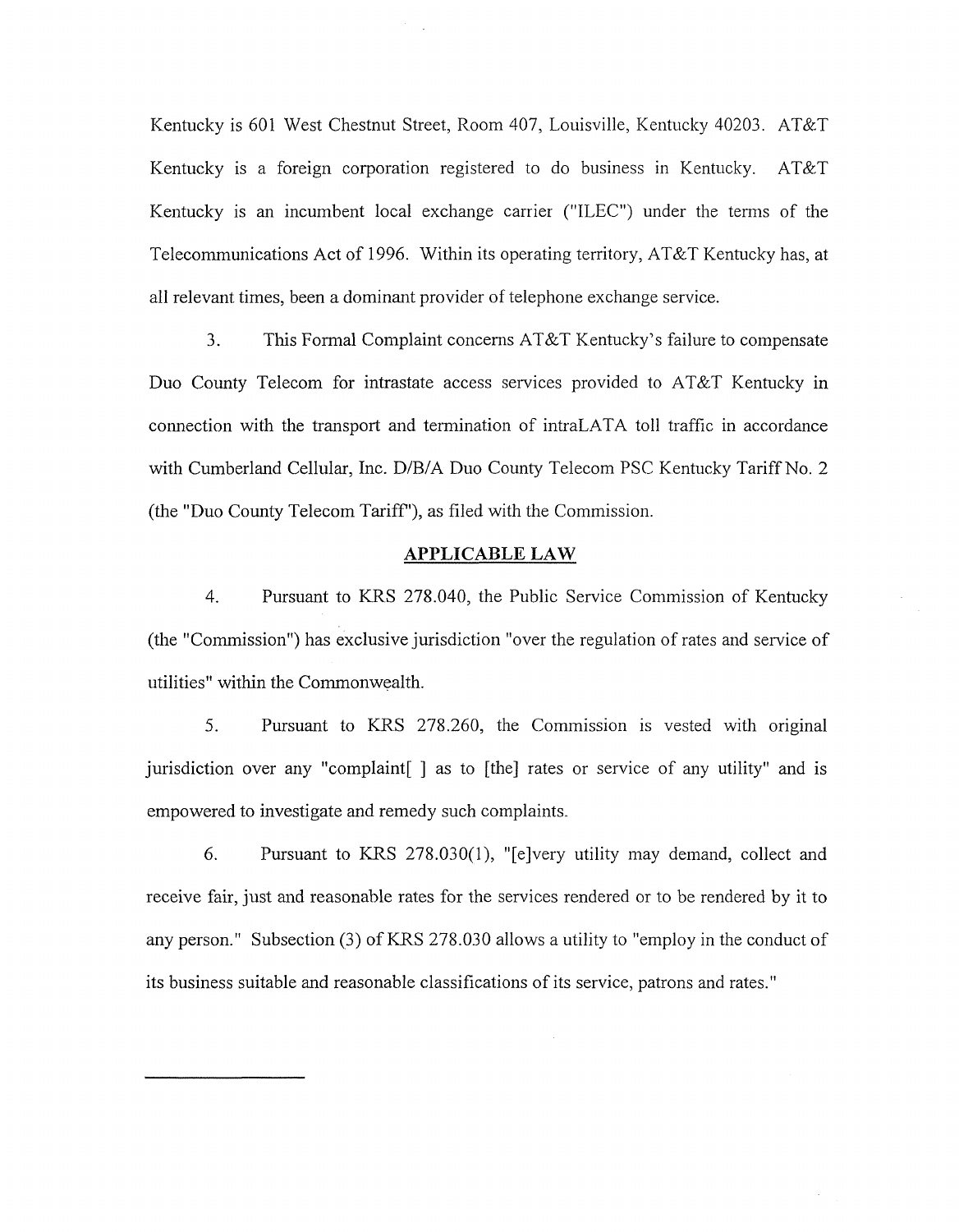Kentucky is 601 West Chestnut Street, Room 407, Louisville, Kentucky 40203. AT&T Kentucky is a foreign corporation registered to do business in Kentucky. AT&T Kentucky is an incumbent local exchange carrier ("ILEC") under the terms of the Telecommunications Act of 1996. Within its operating territory, AT&T Kentucky has, at all relevant times, been a dominant provider of telephone exchange service.

3. This Formal Complaint concerns AT&T Kentucky's failure to compensate Duo County Telecom for intrastate access services provided to AT&T Kentucky in connection with the transport and termination of intraLATA toll traffic in accordance with Cumberland Cellular, Inc. D/B/A Duo County Telecom PSC Kentucky Tariff No. 2 (the "Duo County Telecom Tariff"), as filed with the Commission.

## APPLICABLE LAW

4. Pursuant to KRS 278.040, the Public Service Commission of Kentucky (the "Commission") has exclusive jurisdiction "over the regulation of rates and service of utilities" within the Commonwealth.

5. Pursuant to KRS 278.260, the Commission is vested with original jurisdiction over any "complaint[ ] as to [the] rates or service of any utility" and is empowered to investigate and remedy such complaints.

6. Pursuant to KRS 278.030(1), "[e]very utility may demand, collect and receive fair, just and reasonable rates for the services rendered or to be rendered by it to any person." Subsection (3) of KRS 278.030 allows a utility to "employ in the conduct of its business suitable and reasonable classifications of its service, patrons and rates."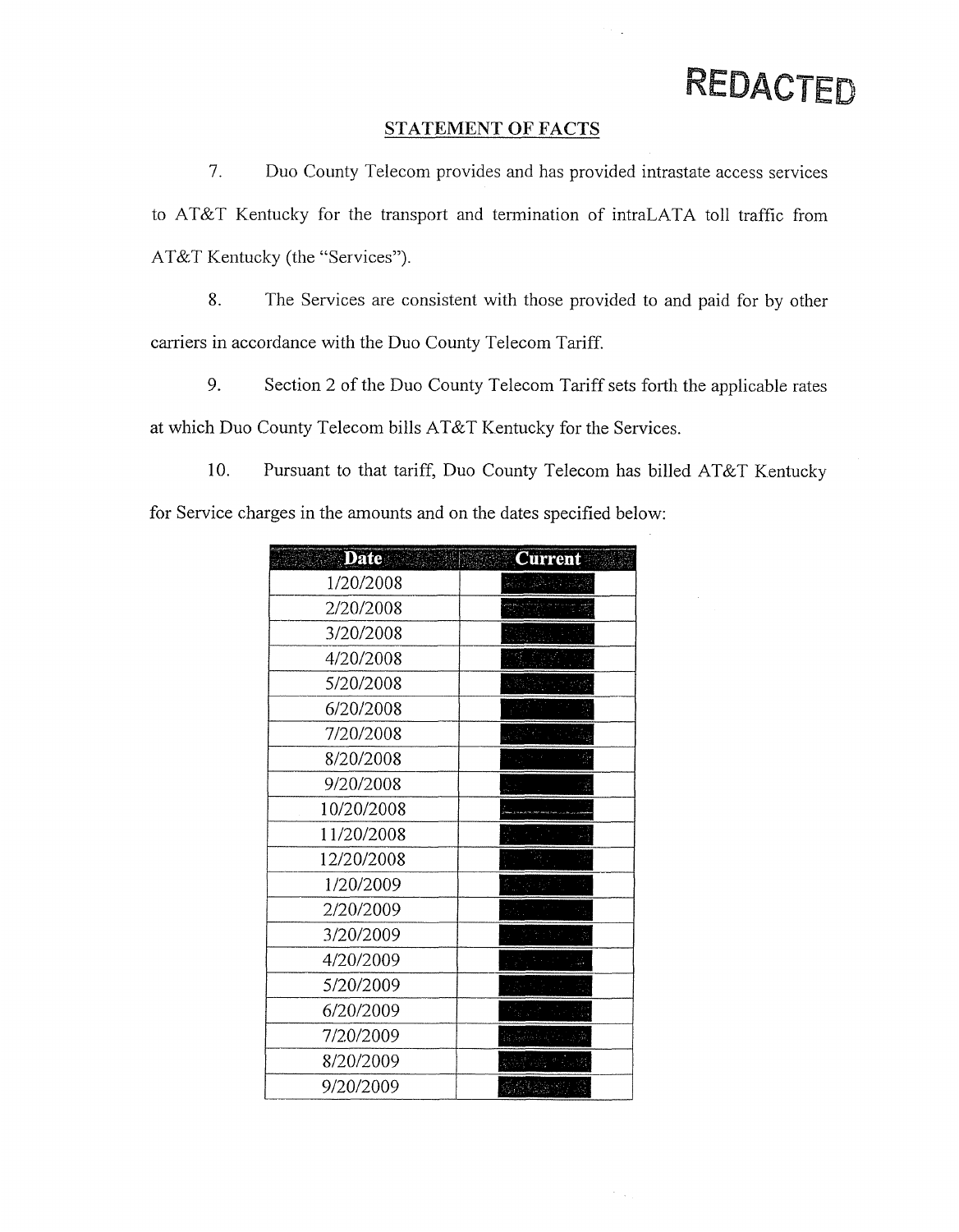REDACTED

## STATEMENT OF FACTS

7. Duo County Telecom provides and has provided intrastate access services to AT&T Kentucky for the transport and termination of intraLATA toll traffic from AT&T Kentucky (the "Services").

8. The Services are consistent with those provided to and paid for by other carriers in accordance with the Duo County Telecom Tariff.

9. Section 2 of the Duo County Telecom Tariff sets forth the applicable rates at which Duo County Telecom bills AT&T Kentucky for the Services.

10. Pursuant to that tariff, Duo County Telecom has billed AT&T Kentucky for Service charges in the amounts and on the dates specified below:

| Date | Current |
|---|---|
| 1/20/2008 | [REDACTED] |
| 2/20/2008 | [REDACTED] |
| 3/20/2008 | [REDACTED] |
| 4/20/2008 | [REDACTED] |
| 5/20/2008 | [REDACTED] |
| 6/20/2008 | [REDACTED] |
| 7/20/2008 | [REDACTED] |
| 8/20/2008 | [REDACTED] |
| 9/20/2008 | [REDACTED] |
| 10/20/2008 | [REDACTED] |
| 11/20/2008 | [REDACTED] |
| 12/20/2008 | [REDACTED] |
| 1/20/2009 | [REDACTED] |
| 2/20/2009 | [REDACTED] |
| 3/20/2009 | [REDACTED] |
| 4/20/2009 | [REDACTED] |
| 5/20/2009 | [REDACTED] |
| 6/20/2009 | [REDACTED] |
| 7/20/2009 | [REDACTED] |
| 8/20/2009 | [REDACTED] |
| 9/20/2009 | [REDACTED] |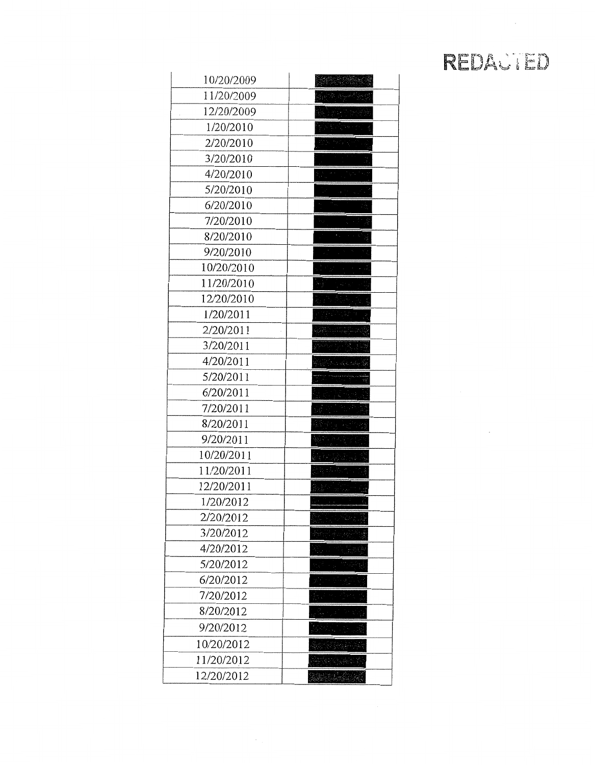REDACTED

| | |
|---|---|
| 10/20/2009 | REDACTED |
| 11/20/2009 | REDACTED |
| 12/20/2009 | REDACTED |
| 1/20/2010 | REDACTED |
| 2/20/2010 | REDACTED |
| 3/20/2010 | REDACTED |
| 4/20/2010 | REDACTED |
| 5/20/2010 | REDACTED |
| 6/20/2010 | REDACTED |
| 7/20/2010 | REDACTED |
| 8/20/2010 | REDACTED |
| 9/20/2010 | REDACTED |
| 10/20/2010 | REDACTED |
| 11/20/2010 | REDACTED |
| 12/20/2010 | REDACTED |
| 1/20/2011 | REDACTED |
| 2/20/2011 | REDACTED |
| 3/20/2011 | REDACTED |
| 4/20/2011 | REDACTED |
| 5/20/2011 | REDACTED |
| 6/20/2011 | REDACTED |
| 7/20/2011 | REDACTED |
| 8/20/2011 | REDACTED |
| 9/20/2011 | REDACTED |
| 10/20/2011 | REDACTED |
| 11/20/2011 | REDACTED |
| 12/20/2011 | REDACTED |
| 1/20/2012 | REDACTED |
| 2/20/2012 | REDACTED |
| 3/20/2012 | REDACTED |
| 4/20/2012 | REDACTED |
| 5/20/2012 | REDACTED |
| 6/20/2012 | REDACTED |
| 7/20/2012 | REDACTED |
| 8/20/2012 | REDACTED |
| 9/20/2012 | REDACTED |
| 10/20/2012 | REDACTED |
| 11/20/2012 | REDACTED |
| 12/20/2012 | REDACTED |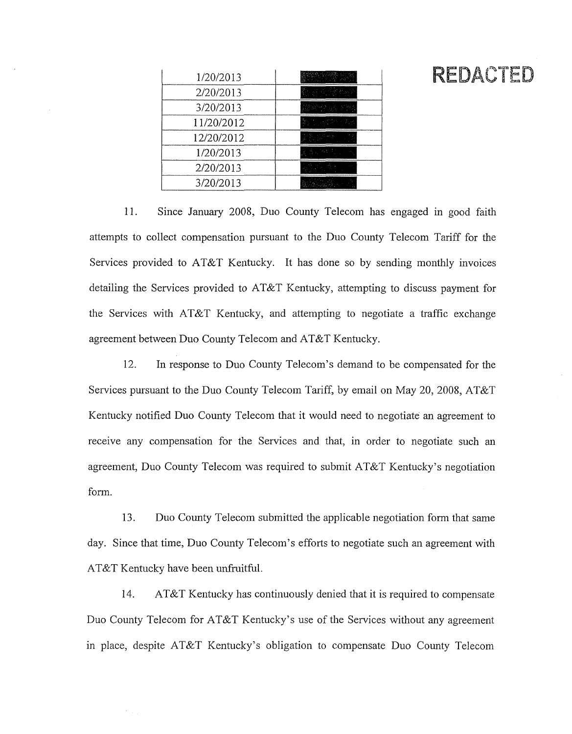| | |
|---|---|
| 1/20/2013 | |
| 2/20/2013 | |
| 3/20/2013 | |
| 11/20/2012 | |
| 12/20/2012 | |
| 1/20/2013 | |
| 2/20/2013 | |
| 3/20/2013 | |

**REDACTED**

11. Since January 2008, Duo County Telecom has engaged in good faith attempts to collect compensation pursuant to the Duo County Telecom Tariff for the Services provided to AT&T Kentucky. It has done so by sending monthly invoices detailing the Services provided to AT&T Kentucky, attempting to discuss payment for the Services with AT&T Kentucky, and attempting to negotiate a traffic exchange agreement between Duo County Telecom and AT&T Kentucky.

12. In response to Duo County Telecom's demand to be compensated for the Services pursuant to the Duo County Telecom Tariff, by email on May 20, 2008, AT&T Kentucky notified Duo County Telecom that it would need to negotiate an agreement to receive any compensation for the Services and that, in order to negotiate such an agreement, Duo County Telecom was required to submit AT&T Kentucky's negotiation form.

13. Duo County Telecom submitted the applicable negotiation form that same day. Since that time, Duo County Telecom's efforts to negotiate such an agreement with AT&T Kentucky have been unfruitful.

14. AT&T Kentucky has continuously denied that it is required to compensate Duo County Telecom for AT&T Kentucky's use of the Services without any agreement in place, despite AT&T Kentucky's obligation to compensate Duo County Telecom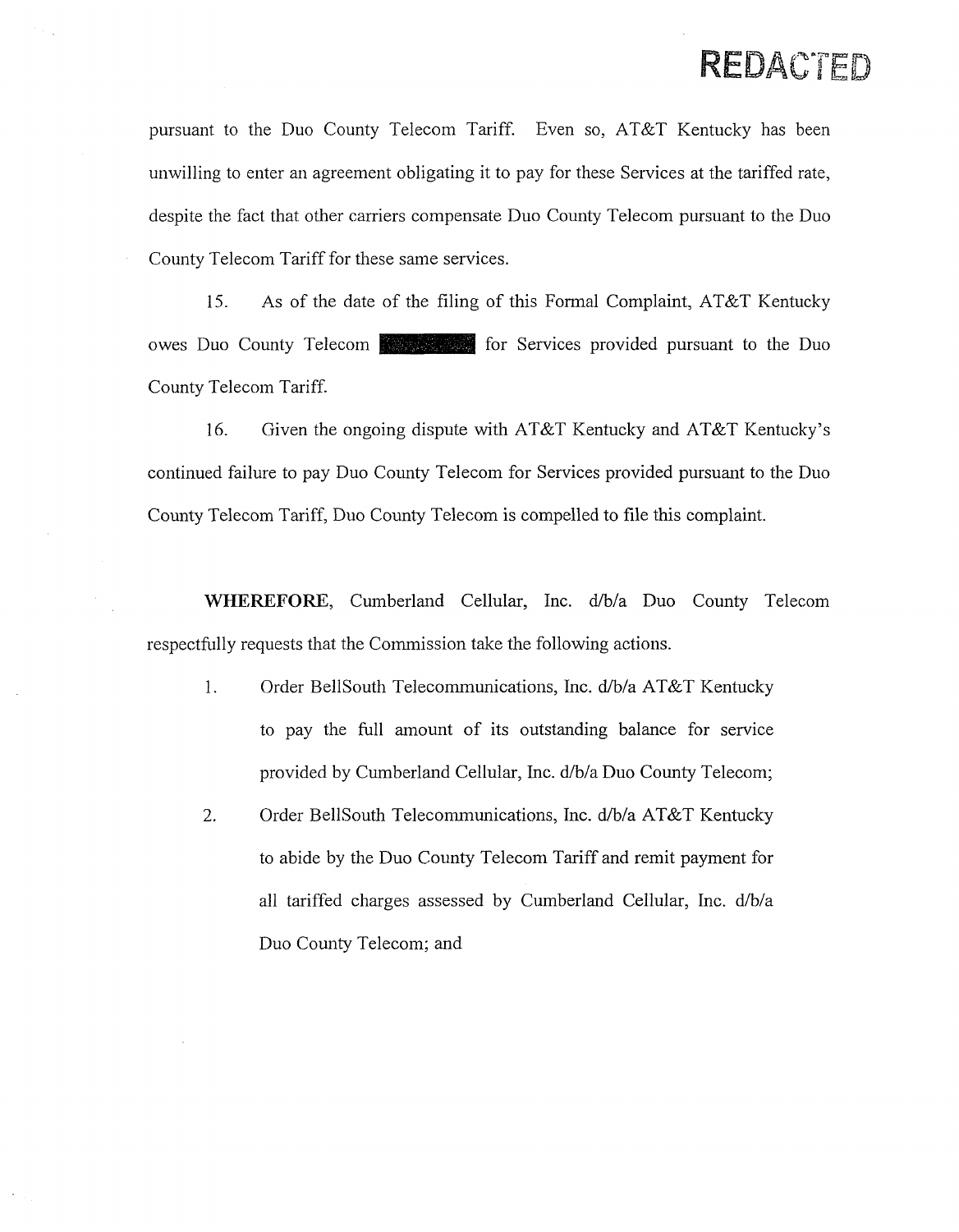REDACTED

pursuant to the Duo County Telecom Tariff. Even so, AT&T Kentucky has been unwilling to enter an agreement obligating it to pay for these Services at the tariffed rate, despite the fact that other carriers compensate Duo County Telecom pursuant to the Duo County Telecom Tariff for these same services.

15. As of the date of the filing of this Formal Complaint, AT&T Kentucky owes Duo County Telecom [REDACTED] for Services provided pursuant to the Duo County Telecom Tariff.

16. Given the ongoing dispute with AT&T Kentucky and AT&T Kentucky's continued failure to pay Duo County Telecom for Services provided pursuant to the Duo County Telecom Tariff, Duo County Telecom is compelled to file this complaint.

**WHEREFORE**, Cumberland Cellular, Inc. d/b/a Duo County Telecom respectfully requests that the Commission take the following actions.

1. Order BellSouth Telecommunications, Inc. d/b/a AT&T Kentucky to pay the full amount of its outstanding balance for service provided by Cumberland Cellular, Inc. d/b/a Duo County Telecom;
2. Order BellSouth Telecommunications, Inc. d/b/a AT&T Kentucky to abide by the Duo County Telecom Tariff and remit payment for all tariffed charges assessed by Cumberland Cellular, Inc. d/b/a Duo County Telecom; and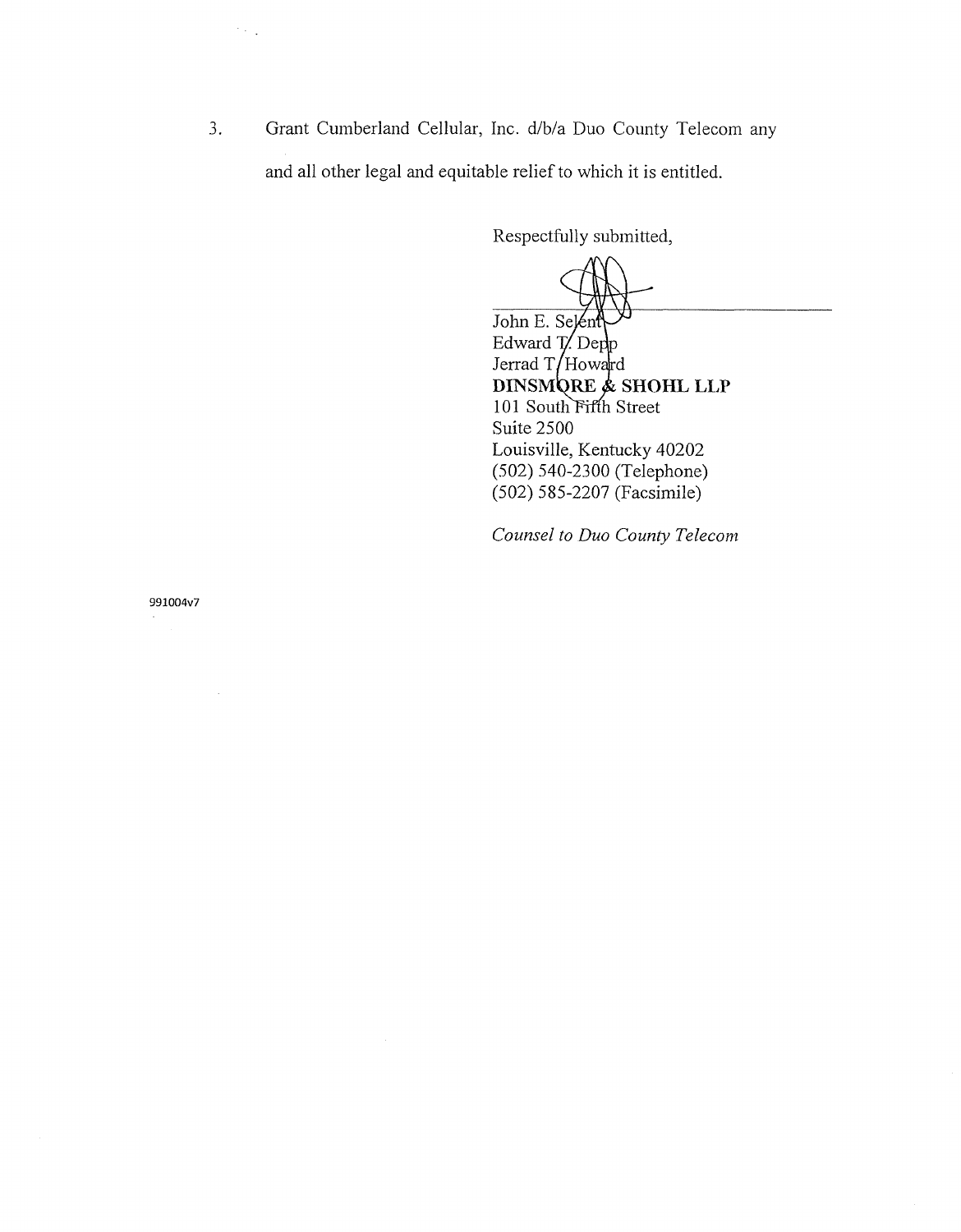3. Grant Cumberland Cellular, Inc. d/b/a Duo County Telecom any and all other legal and equitable relief to which it is entitled.

Respectfully submitted,

John E. Selent
Edward T. Depp
Jerrad T. Howard
**DINSMORE & SHOHL LLP**
101 South Fifth Street
Suite 2500
Louisville, Kentucky 40202
(502) 540-2300 (Telephone)
(502) 585-2207 (Facsimile)

*Counsel to Duo County Telecom*

991004v7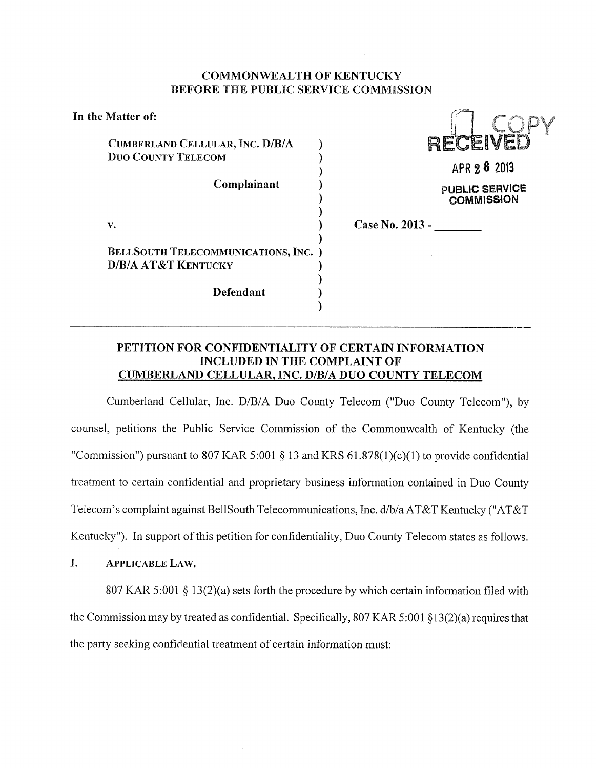**COMMONWEALTH OF KENTUCKY**
**BEFORE THE PUBLIC SERVICE COMMISSION**

In the Matter of:

CUMBERLAND CELLULAR, INC. D/B/A DUO COUNTY TELECOM

Complainant

v.

BELLSOUTH TELECOMMUNICATIONS, INC. D/B/A AT&T KENTUCKY

Defendant

Case No. 2013 - ________

COPY
RECEIVED
APR 26 2013
PUBLIC SERVICE COMMISSION

## PETITION FOR CONFIDENTIALITY OF CERTAIN INFORMATION INCLUDED IN THE COMPLAINT OF CUMBERLAND CELLULAR, INC. D/B/A DUO COUNTY TELECOM

Cumberland Cellular, Inc. D/B/A Duo County Telecom ("Duo County Telecom"), by counsel, petitions the Public Service Commission of the Commonwealth of Kentucky (the "Commission") pursuant to 807 KAR 5:001 § 13 and KRS 61.878(1)(c)(1) to provide confidential treatment to certain confidential and proprietary business information contained in Duo County Telecom's complaint against BellSouth Telecommunications, Inc. d/b/a AT&T Kentucky ("AT&T Kentucky"). In support of this petition for confidentiality, Duo County Telecom states as follows.

### I. APPLICABLE LAW.

807 KAR 5:001 § 13(2)(a) sets forth the procedure by which certain information filed with the Commission may by treated as confidential. Specifically, 807 KAR 5:001 §13(2)(a) requires that the party seeking confidential treatment of certain information must: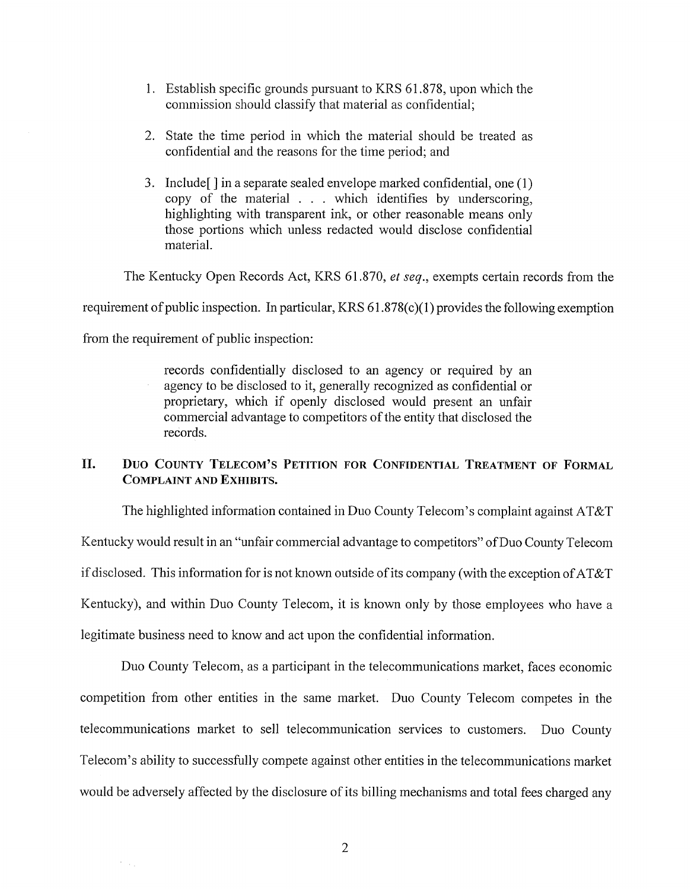1. Establish specific grounds pursuant to KRS 61.878, upon which the commission should classify that material as confidential;

2. State the time period in which the material should be treated as confidential and the reasons for the time period; and

3. Include[ ] in a separate sealed envelope marked confidential, one (1) copy of the material . . . which identifies by underscoring, highlighting with transparent ink, or other reasonable means only those portions which unless redacted would disclose confidential material.

The Kentucky Open Records Act, KRS 61.870, *et seq*., exempts certain records from the requirement of public inspection. In particular, KRS 61.878(c)(1) provides the following exemption from the requirement of public inspection:

> records confidentially disclosed to an agency or required by an agency to be disclosed to it, generally recognized as confidential or proprietary, which if openly disclosed would present an unfair commercial advantage to competitors of the entity that disclosed the records.

## II. Duo County Telecom's Petition for Confidential Treatment of Formal Complaint and Exhibits.

The highlighted information contained in Duo County Telecom's complaint against AT&T Kentucky would result in an "unfair commercial advantage to competitors" of Duo County Telecom if disclosed. This information for is not known outside of its company (with the exception of AT&T Kentucky), and within Duo County Telecom, it is known only by those employees who have a legitimate business need to know and act upon the confidential information.

Duo County Telecom, as a participant in the telecommunications market, faces economic competition from other entities in the same market. Duo County Telecom competes in the telecommunications market to sell telecommunication services to customers. Duo County Telecom's ability to successfully compete against other entities in the telecommunications market would be adversely affected by the disclosure of its billing mechanisms and total fees charged any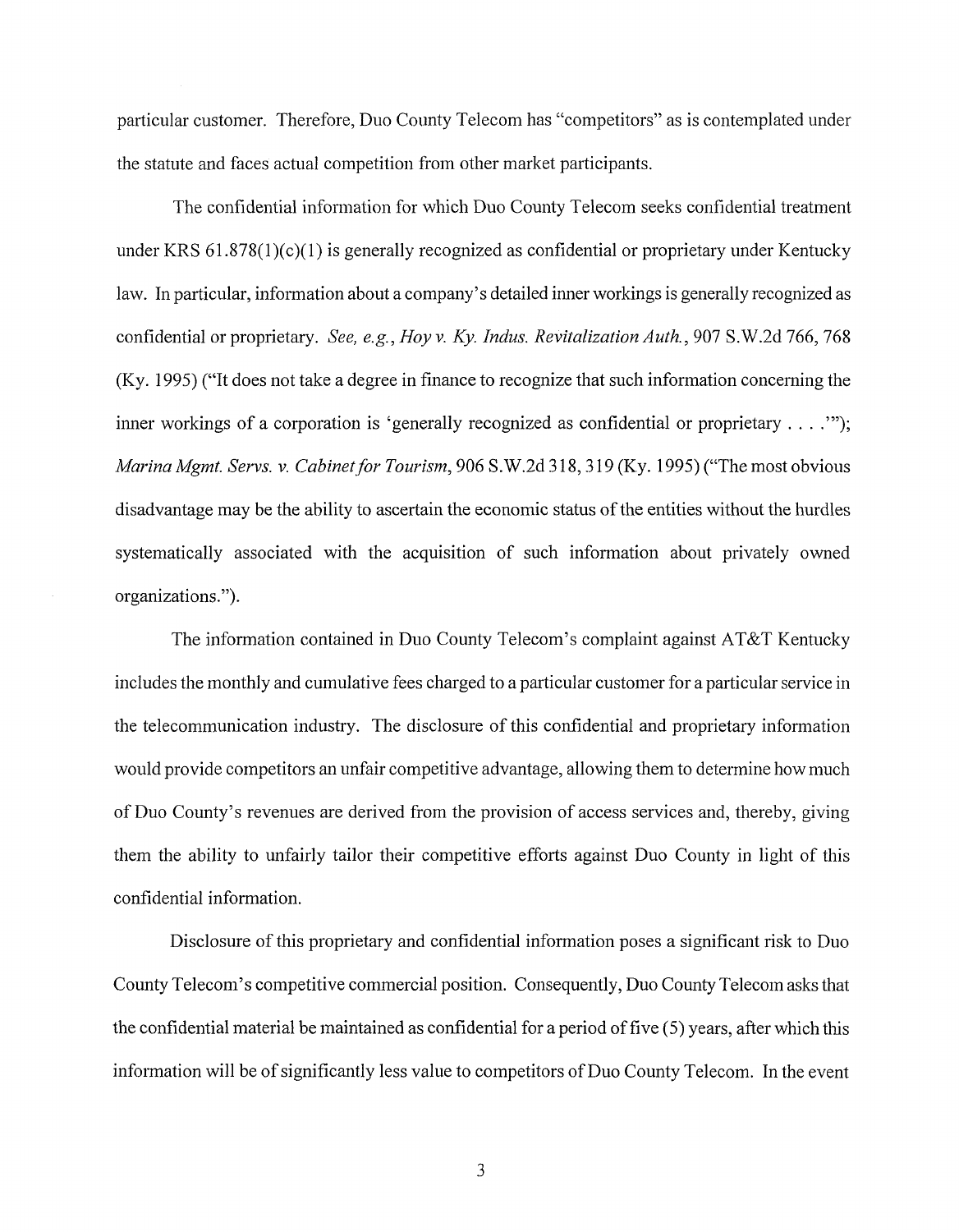particular customer. Therefore, Duo County Telecom has "competitors" as is contemplated under the statute and faces actual competition from other market participants.

The confidential information for which Duo County Telecom seeks confidential treatment under KRS 61.878(1)(c)(1) is generally recognized as confidential or proprietary under Kentucky law. In particular, information about a company's detailed inner workings is generally recognized as confidential or proprietary. *See, e.g., Hoy v. Ky. Indus. Revitalization Auth.*, 907 S.W.2d 766, 768 (Ky. 1995) ("It does not take a degree in finance to recognize that such information concerning the inner workings of a corporation is 'generally recognized as confidential or proprietary . . . .'"); *Marina Mgmt. Servs. v. Cabinet for Tourism*, 906 S.W.2d 318, 319 (Ky. 1995) ("The most obvious disadvantage may be the ability to ascertain the economic status of the entities without the hurdles systematically associated with the acquisition of such information about privately owned organizations.").

The information contained in Duo County Telecom's complaint against AT&T Kentucky includes the monthly and cumulative fees charged to a particular customer for a particular service in the telecommunication industry. The disclosure of this confidential and proprietary information would provide competitors an unfair competitive advantage, allowing them to determine how much of Duo County's revenues are derived from the provision of access services and, thereby, giving them the ability to unfairly tailor their competitive efforts against Duo County in light of this confidential information.

Disclosure of this proprietary and confidential information poses a significant risk to Duo County Telecom's competitive commercial position. Consequently, Duo County Telecom asks that the confidential material be maintained as confidential for a period of five (5) years, after which this information will be of significantly less value to competitors of Duo County Telecom. In the event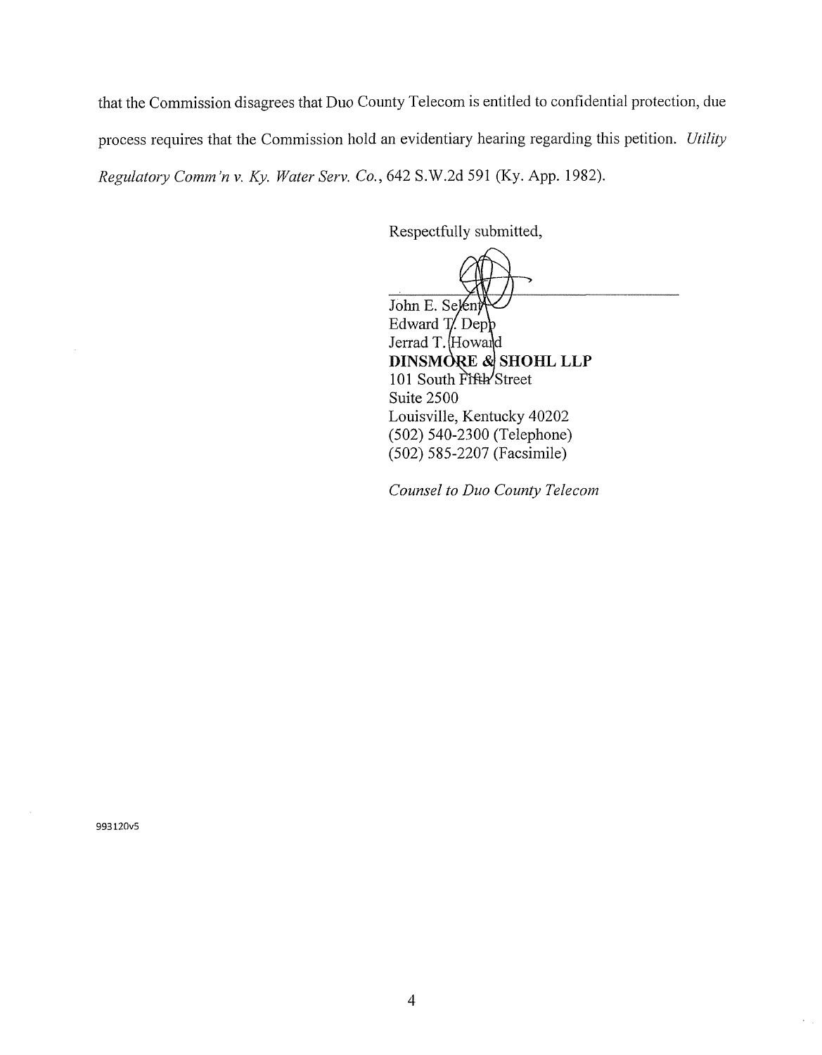that the Commission disagrees that Duo County Telecom is entitled to confidential protection, due process requires that the Commission hold an evidentiary hearing regarding this petition. *Utility Regulatory Comm'n v. Ky. Water Serv. Co.*, 642 S.W.2d 591 (Ky. App. 1982).

Respectfully submitted,

John E. Selent
Edward T. Depp
Jerrad T. Howard
**DINSMORE & SHOHL LLP**
101 South Fifth Street
Suite 2500
Louisville, Kentucky 40202
(502) 540-2300 (Telephone)
(502) 585-2207 (Facsimile)

*Counsel to Duo County Telecom*

993120v5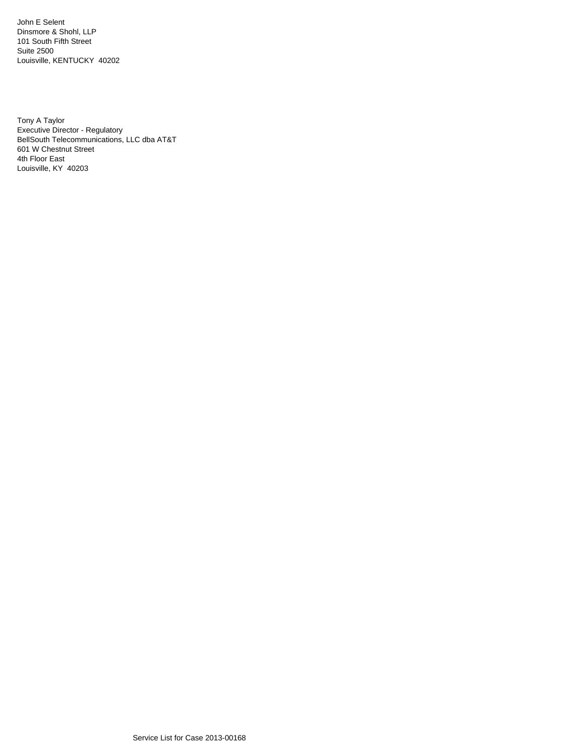John E Selent
Dinsmore & Shohl, LLP
101 South Fifth Street
Suite 2500
Louisville, KENTUCKY  40202

Tony A Taylor
Executive Director - Regulatory
BellSouth Telecommunications, LLC dba AT&T
601 W Chestnut Street
4th Floor East
Louisville, KY  40203